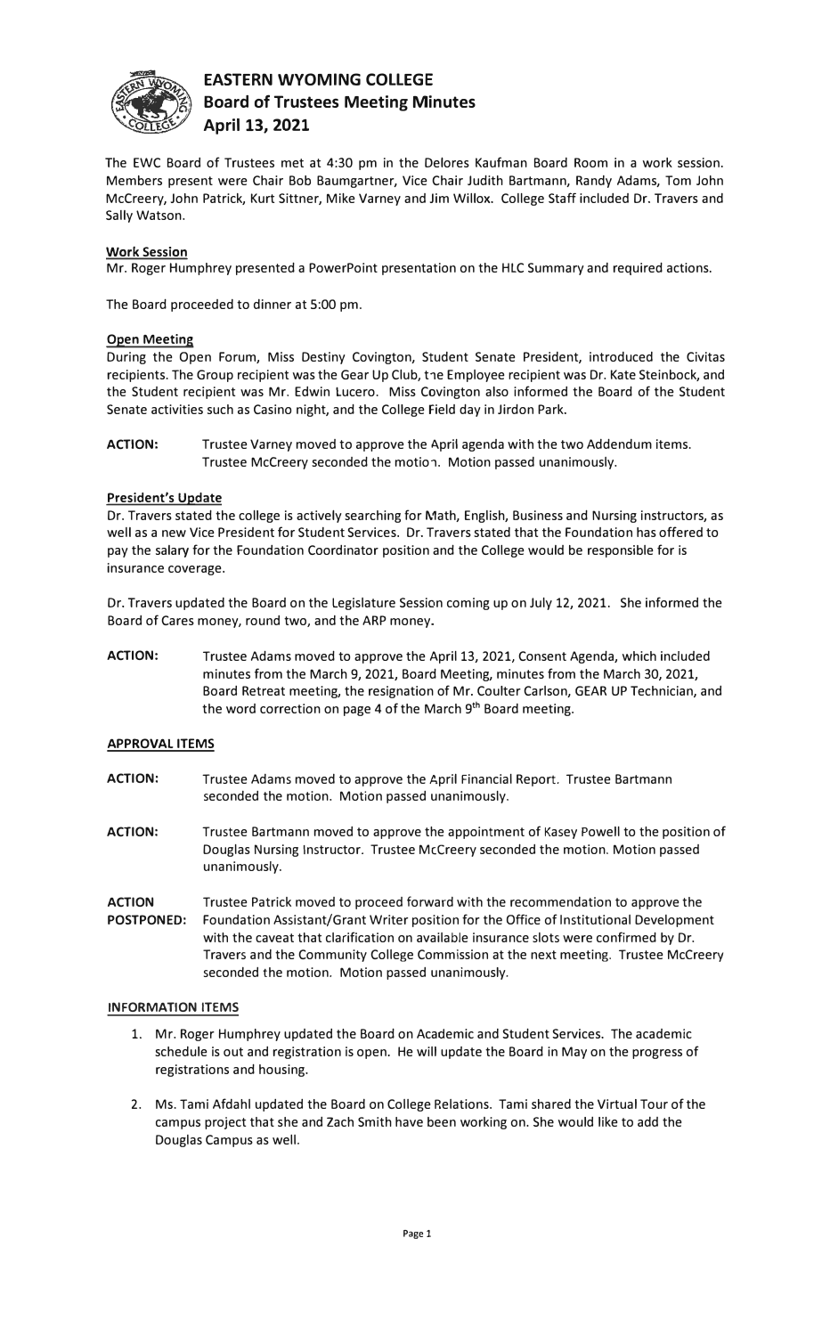# EASTERN WYOMING COLLEGE
## Board of Trustees Meeting Minutes
## April 13, 2021

The EWC Board of Trustees met at 4:30 pm in the Delores Kaufman Board Room in a work session. Members present were Chair Bob Baumgartner, Vice Chair Judith Bartmann, Randy Adams, Tom John McCreery, John Patrick, Kurt Sittner, Mike Varney and Jim Willox. College Staff included Dr. Travers and Sally Watson.

**Work Session**

Mr. Roger Humphrey presented a PowerPoint presentation on the HLC Summary and required actions.

The Board proceeded to dinner at 5:00 pm.

**Open Meeting**

During the Open Forum, Miss Destiny Covington, Student Senate President, introduced the Civitas recipients. The Group recipient was the Gear Up Club, the Employee recipient was Dr. Kate Steinbock, and the Student recipient was Mr. Edwin Lucero. Miss Covington also informed the Board of the Student Senate activities such as Casino night, and the College Field day in Jirdon Park.

**ACTION:** Trustee Varney moved to approve the April agenda with the two Addendum items. Trustee McCreery seconded the motion. Motion passed unanimously.

**President's Update**

Dr. Travers stated the college is actively searching for Math, English, Business and Nursing instructors, as well as a new Vice President for Student Services. Dr. Travers stated that the Foundation has offered to pay the salary for the Foundation Coordinator position and the College would be responsible for is insurance coverage.

Dr. Travers updated the Board on the Legislature Session coming up on July 12, 2021. She informed the Board of Cares money, round two, and the ARP money.

**ACTION:** Trustee Adams moved to approve the April 13, 2021, Consent Agenda, which included minutes from the March 9, 2021, Board Meeting, minutes from the March 30, 2021, Board Retreat meeting, the resignation of Mr. Coulter Carlson, GEAR UP Technician, and the word correction on page 4 of the March 9th Board meeting.

**APPROVAL ITEMS**

**ACTION:** Trustee Adams moved to approve the April Financial Report. Trustee Bartmann seconded the motion. Motion passed unanimously.

**ACTION:** Trustee Bartmann moved to approve the appointment of Kasey Powell to the position of Douglas Nursing Instructor. Trustee McCreery seconded the motion. Motion passed unanimously.

**ACTION POSTPONED:** Trustee Patrick moved to proceed forward with the recommendation to approve the Foundation Assistant/Grant Writer position for the Office of Institutional Development with the caveat that clarification on available insurance slots were confirmed by Dr. Travers and the Community College Commission at the next meeting. Trustee McCreery seconded the motion. Motion passed unanimously.

**INFORMATION ITEMS**

1. Mr. Roger Humphrey updated the Board on Academic and Student Services. The academic schedule is out and registration is open. He will update the Board in May on the progress of registrations and housing.
2. Ms. Tami Afdahl updated the Board on College Relations. Tami shared the Virtual Tour of the campus project that she and Zach Smith have been working on. She would like to add the Douglas Campus as well.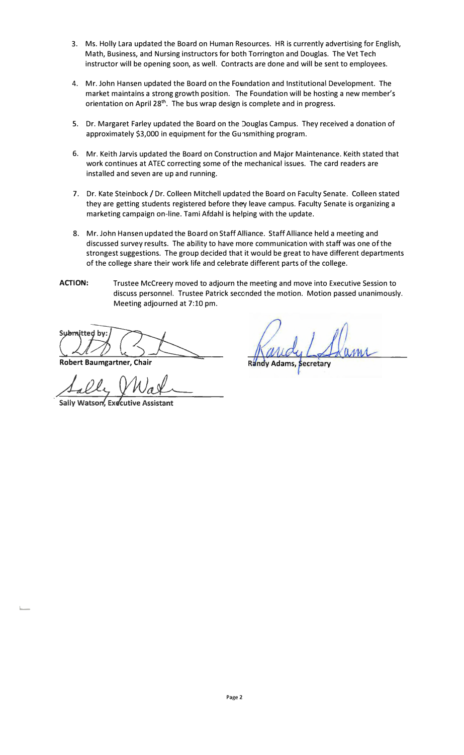3. Ms. Holly Lara updated the Board on Human Resources. HR is currently advertising for English, Math, Business, and Nursing instructors for both Torrington and Douglas. The Vet Tech instructor will be opening soon, as well. Contracts are done and will be sent to employees.

4. Mr. John Hansen updated the Board on the Foundation and Institutional Development. The market maintains a strong growth position. The Foundation will be hosting a new member's orientation on April 28th. The bus wrap design is complete and in progress.

5. Dr. Margaret Farley updated the Board on the Douglas Campus. They received a donation of approximately $3,000 in equipment for the Gunsmithing program.

6. Mr. Keith Jarvis updated the Board on Construction and Major Maintenance. Keith stated that work continues at ATEC correcting some of the mechanical issues. The card readers are installed and seven are up and running.

7. Dr. Kate Steinbock / Dr. Colleen Mitchell updated the Board on Faculty Senate. Colleen stated they are getting students registered before they leave campus. Faculty Senate is organizing a marketing campaign on-line. Tami Afdahl is helping with the update.

8. Mr. John Hansen updated the Board on Staff Alliance. Staff Alliance held a meeting and discussed survey results. The ability to have more communication with staff was one of the strongest suggestions. The group decided that it would be great to have different departments of the college share their work life and celebrate different parts of the college.

**ACTION:** Trustee McCreery moved to adjourn the meeting and move into Executive Session to discuss personnel. Trustee Patrick seconded the motion. Motion passed unanimously. Meeting adjourned at 7:10 pm.

Submitted by:

**Robert Baumgartner, Chair**

**Randy Adams, Secretary**

**Sally Watson, Executive Assistant**